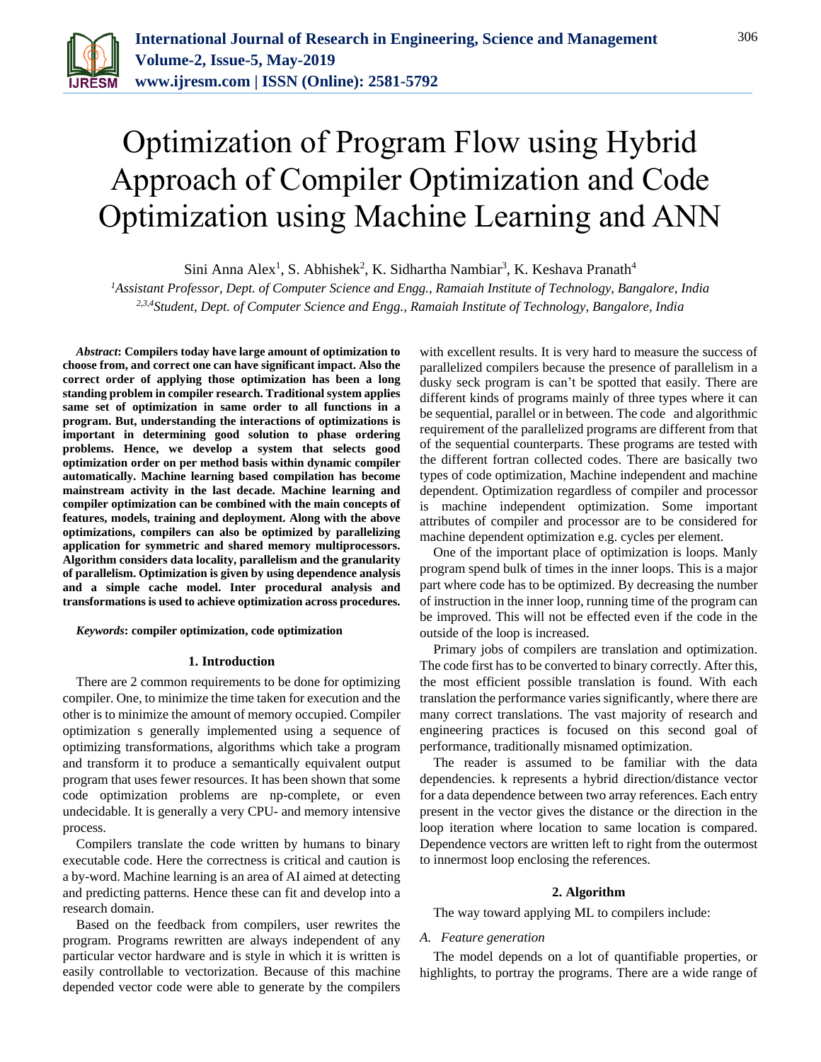# Optimization of Program Flow using Hybrid Approach of Compiler Optimization and Code Optimization using Machine Learning and ANN

Sini Anna Alex[1], S. Abhishek[2], K. Sidhartha Nambiar[3], K. Keshava Pranath[4]

[1]*Assistant Professor, Dept. of Computer Science and Engg., Ramaiah Institute of Technology, Bangalore, India*
[2,3,4]*Student, Dept. of Computer Science and Engg., Ramaiah Institute of Technology, Bangalore, India*

***Abstract*: Compilers today have large amount of optimization to choose from, and correct one can have significant impact. Also the correct order of applying those optimization has been a long standing problem in compiler research. Traditional system applies same set of optimization in same order to all functions in a program. But, understanding the interactions of optimizations is important in determining good solution to phase ordering problems. Hence, we develop a system that selects good optimization order on per method basis within dynamic compiler automatically. Machine learning based compilation has become mainstream activity in the last decade. Machine learning and compiler optimization can be combined with the main concepts of features, models, training and deployment. Along with the above optimizations, compilers can also be optimized by parallelizing application for symmetric and shared memory multiprocessors. Algorithm considers data locality, parallelism and the granularity of parallelism. Optimization is given by using dependence analysis and a simple cache model. Inter procedural analysis and transformations is used to achieve optimization across procedures.**

***Keywords*: compiler optimization, code optimization**

## 1. Introduction

There are 2 common requirements to be done for optimizing compiler. One, to minimize the time taken for execution and the other is to minimize the amount of memory occupied. Compiler optimization s generally implemented using a sequence of optimizing transformations, algorithms which take a program and transform it to produce a semantically equivalent output program that uses fewer resources. It has been shown that some code optimization problems are np-complete, or even undecidable. It is generally a very CPU- and memory intensive process.

Compilers translate the code written by humans to binary executable code. Here the correctness is critical and caution is a by-word. Machine learning is an area of AI aimed at detecting and predicting patterns. Hence these can fit and develop into a research domain.

Based on the feedback from compilers, user rewrites the program. Programs rewritten are always independent of any particular vector hardware and is style in which it is written is easily controllable to vectorization. Because of this machine depended vector code were able to generate by the compilers with excellent results. It is very hard to measure the success of parallelized compilers because the presence of parallelism in a dusky seck program is can't be spotted that easily. There are different kinds of programs mainly of three types where it can be sequential, parallel or in between. The code and algorithmic requirement of the parallelized programs are different from that of the sequential counterparts. These programs are tested with the different fortran collected codes. There are basically two types of code optimization, Machine independent and machine dependent. Optimization regardless of compiler and processor is machine independent optimization. Some important attributes of compiler and processor are to be considered for machine dependent optimization e.g. cycles per element.

One of the important place of optimization is loops. Manly program spend bulk of times in the inner loops. This is a major part where code has to be optimized. By decreasing the number of instruction in the inner loop, running time of the program can be improved. This will not be effected even if the code in the outside of the loop is increased.

Primary jobs of compilers are translation and optimization. The code first has to be converted to binary correctly. After this, the most efficient possible translation is found. With each translation the performance varies significantly, where there are many correct translations. The vast majority of research and engineering practices is focused on this second goal of performance, traditionally misnamed optimization.

The reader is assumed to be familiar with the data dependencies. k represents a hybrid direction/distance vector for a data dependence between two array references. Each entry present in the vector gives the distance or the direction in the loop iteration where location to same location is compared. Dependence vectors are written left to right from the outermost to innermost loop enclosing the references.

## 2. Algorithm

The way toward applying ML to compilers include:

### *A. Feature generation*

The model depends on a lot of quantifiable properties, or highlights, to portray the programs. There are a wide range of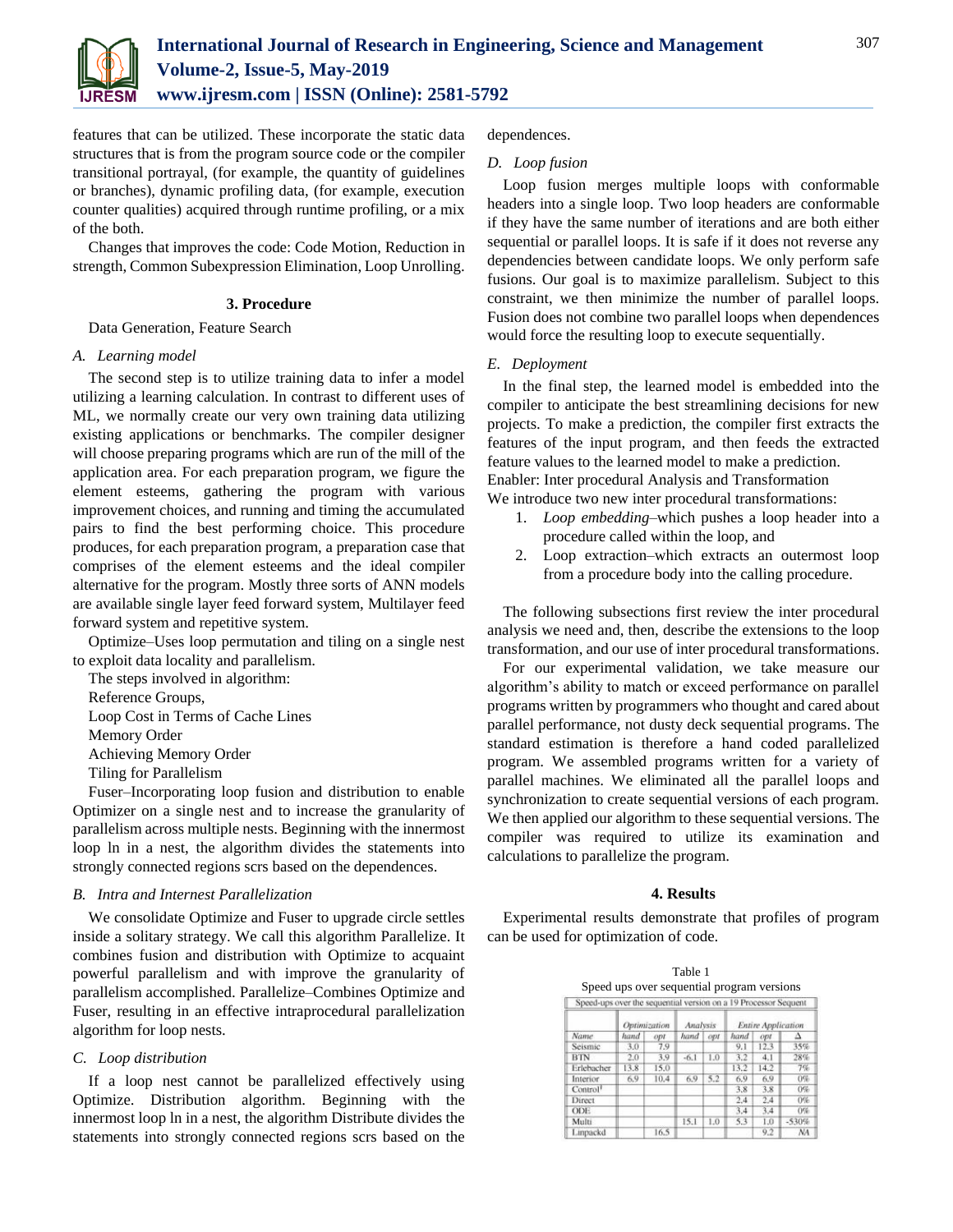features that can be utilized. These incorporate the static data structures that is from the program source code or the compiler transitional portrayal, (for example, the quantity of guidelines or branches), dynamic profiling data, (for example, execution counter qualities) acquired through runtime profiling, or a mix of the both.

Changes that improves the code: Code Motion, Reduction in strength, Common Subexpression Elimination, Loop Unrolling.

## 3. Procedure

Data Generation, Feature Search

### A. Learning model

The second step is to utilize training data to infer a model utilizing a learning calculation. In contrast to different uses of ML, we normally create our very own training data utilizing existing applications or benchmarks. The compiler designer will choose preparing programs which are run of the mill of the application area. For each preparation program, we figure the element esteems, gathering the program with various improvement choices, and running and timing the accumulated pairs to find the best performing choice. This procedure produces, for each preparation program, a preparation case that comprises of the element esteems and the ideal compiler alternative for the program. Mostly three sorts of ANN models are available single layer feed forward system, Multilayer feed forward system and repetitive system.

Optimize–Uses loop permutation and tiling on a single nest to exploit data locality and parallelism.

The steps involved in algorithm:

Reference Groups,

Loop Cost in Terms of Cache Lines

Memory Order

Achieving Memory Order

Tiling for Parallelism

Fuser–Incorporating loop fusion and distribution to enable Optimizer on a single nest and to increase the granularity of parallelism across multiple nests. Beginning with the innermost loop ln in a nest, the algorithm divides the statements into strongly connected regions scrs based on the dependences.

### B. Intra and Internest Parallelization

We consolidate Optimize and Fuser to upgrade circle settles inside a solitary strategy. We call this algorithm Parallelize. It combines fusion and distribution with Optimize to acquaint powerful parallelism and with improve the granularity of parallelism accomplished. Parallelize–Combines Optimize and Fuser, resulting in an effective intraprocedural parallelization algorithm for loop nests.

### C. Loop distribution

If a loop nest cannot be parallelized effectively using Optimize. Distribution algorithm. Beginning with the innermost loop ln in a nest, the algorithm Distribute divides the statements into strongly connected regions scrs based on the dependences.

### D. Loop fusion

Loop fusion merges multiple loops with conformable headers into a single loop. Two loop headers are conformable if they have the same number of iterations and are both either sequential or parallel loops. It is safe if it does not reverse any dependencies between candidate loops. We only perform safe fusions. Our goal is to maximize parallelism. Subject to this constraint, we then minimize the number of parallel loops. Fusion does not combine two parallel loops when dependences would force the resulting loop to execute sequentially.

### E. Deployment

In the final step, the learned model is embedded into the compiler to anticipate the best streamlining decisions for new projects. To make a prediction, the compiler first extracts the features of the input program, and then feeds the extracted feature values to the learned model to make a prediction.

Enabler: Inter procedural Analysis and Transformation

We introduce two new inter procedural transformations:

1. *Loop embedding*–which pushes a loop header into a procedure called within the loop, and
2. Loop extraction–which extracts an outermost loop from a procedure body into the calling procedure.

The following subsections first review the inter procedural analysis we need and, then, describe the extensions to the loop transformation, and our use of inter procedural transformations.

For our experimental validation, we take measure our algorithm's ability to match or exceed performance on parallel programs written by programmers who thought and cared about parallel performance, not dusty deck sequential programs. The standard estimation is therefore a hand coded parallelized program. We assembled programs written for a variety of parallel machines. We eliminated all the parallel loops and synchronization to create sequential versions of each program. We then applied our algorithm to these sequential versions. The compiler was required to utilize its examination and calculations to parallelize the program.

## 4. Results

Experimental results demonstrate that profiles of program can be used for optimization of code.

Table 1
Speed ups over sequential program versions

| Speed-ups over the sequential version on a 19 Processor Sequent | | | | | | | |
|---|---|---|---|---|---|---|---|
| | *Optimization* | | *Analysis* | | *Entire Application* | | |
| *Name* | *hand* | *opt* | *hand* | *opt* | *hand* | *opt* | Δ |
| Seismic | 3.0 | 7.9 | | | 9.1 | 12.3 | 35% |
| BTN | 2.0 | 3.9 | -6.1 | 1.0 | 3.2 | 4.1 | 28% |
| Erlebacher | 13.8 | 15.0 | | | 13.2 | 14.2 | 7% |
| Interior | 6.9 | 10.4 | 6.9 | 5.2 | 6.9 | 6.9 | 0% |
| Control[†] | | | | | 3.8 | 3.8 | 0% |
| Direct | | | | | 2.4 | 2.4 | 0% |
| ODE | | | | | 3.4 | 3.4 | 0% |
| Multi | | | 15.1 | 1.0 | 5.3 | 1.0 | -530% |
| Linpackd | | 16.5 | | | | 9.2 | NA |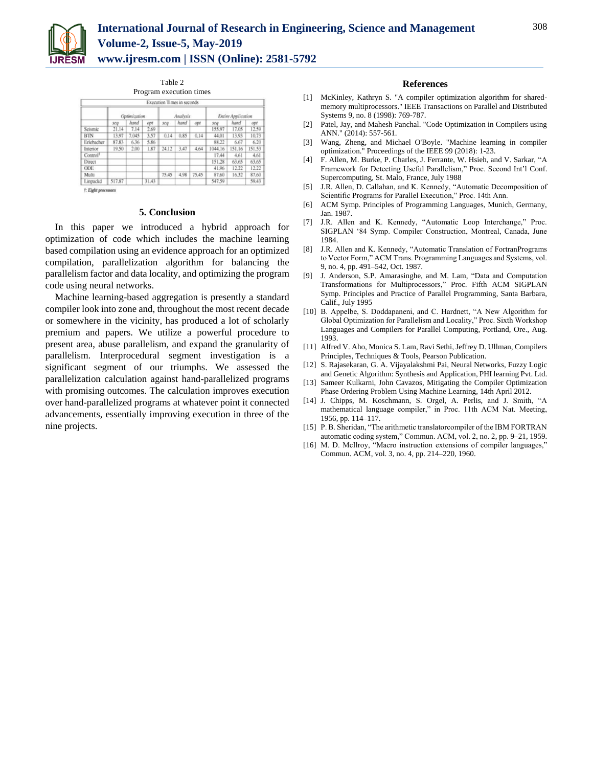Table 2
Program execution times

| Execution Times in seconds | | | | | | | | | |
|---|---|---|---|---|---|---|---|---|---|
| | Optimization | | | Analysis | | | Entire Application | | |
| | seq | hand | opt | seq | hand | opt | seq | hand | opt |
| Seismic | 21.14 | 7.14 | 2.69 | | | | 155.97 | 17.05 | 12.59 |
| BTN | 13.97 | 7.045 | 3.57 | 0.14 | 0.85 | 0.14 | 44.01 | 13.93 | 10.73 |
| Erlebacher | 87.83 | 6.36 | 5.86 | | | | 88.22 | 6.67 | 6.20 |
| Interior | 19.50 | 2.00 | 1.87 | 24.12 | 3.47 | 4.64 | 1044.16 | 151.16 | 151.53 |
| Control† | | | | | | | 17.44 | 4.61 | 4.61 |
| Direct | | | | | | | 151.28 | 63.65 | 63.65 |
| ODE | | | | | | | 41.96 | 12.22 | 12.22 |
| Multi | | | | 75.45 | 4.98 | 75.45 | 87.60 | 16.32 | 87.60 |
| Linpackd | 517.87 | | 31.43 | | | | 547.59 | | 59.43 |

†: Eight processors

## 5. Conclusion

In this paper we introduced a hybrid approach for optimization of code which includes the machine learning based compilation using an evidence approach for an optimized compilation, parallelization algorithm for balancing the parallelism factor and data locality, and optimizing the program code using neural networks.

Machine learning-based aggregation is presently a standard compiler look into zone and, throughout the most recent decade or somewhere in the vicinity, has produced a lot of scholarly premium and papers. We utilize a powerful procedure to present area, abuse parallelism, and expand the granularity of parallelism. Interprocedural segment investigation is a significant segment of our triumphs. We assessed the parallelization calculation against hand-parallelized programs with promising outcomes. The calculation improves execution over hand-parallelized programs at whatever point it connected advancements, essentially improving execution in three of the nine projects.

## References

[1] McKinley, Kathryn S. "A compiler optimization algorithm for shared-memory multiprocessors." IEEE Transactions on Parallel and Distributed Systems 9, no. 8 (1998): 769-787.

[2] Patel, Jay, and Mahesh Panchal. "Code Optimization in Compilers using ANN." (2014): 557-561.

[3] Wang, Zheng, and Michael O'Boyle. "Machine learning in compiler optimization." Proceedings of the IEEE 99 (2018): 1-23.

[4] F. Allen, M. Burke, P. Charles, J. Ferrante, W. Hsieh, and V. Sarkar, "A Framework for Detecting Useful Parallelism," Proc. Second Int'l Conf. Supercomputing, St. Malo, France, July 1988

[5] J.R. Allen, D. Callahan, and K. Kennedy, "Automatic Decomposition of Scientific Programs for Parallel Execution," Proc. 14th Ann.

[6] ACM Symp. Principles of Programming Languages, Munich, Germany, Jan. 1987.

[7] J.R. Allen and K. Kennedy, "Automatic Loop Interchange," Proc. SIGPLAN '84 Symp. Compiler Construction, Montreal, Canada, June 1984.

[8] J.R. Allen and K. Kennedy, "Automatic Translation of FortranPrograms to Vector Form," ACM Trans. Programming Languages and Systems, vol. 9, no. 4, pp. 491–542, Oct. 1987.

[9] J. Anderson, S.P. Amarasinghe, and M. Lam, "Data and Computation Transformations for Multiprocessors," Proc. Fifth ACM SIGPLAN Symp. Principles and Practice of Parallel Programming, Santa Barbara, Calif., July 1995

[10] B. Appelbe, S. Doddapaneni, and C. Hardnett, "A New Algorithm for Global Optimization for Parallelism and Locality," Proc. Sixth Workshop Languages and Compilers for Parallel Computing, Portland, Ore., Aug. 1993.

[11] Alfred V. Aho, Monica S. Lam, Ravi Sethi, Jeffrey D. Ullman, Compilers Principles, Techniques & Tools, Pearson Publication.

[12] S. Rajasekaran, G. A. Vijayalakshmi Pai, Neural Networks, Fuzzy Logic and Genetic Algorithm: Synthesis and Application, PHI learning Pvt. Ltd.

[13] Sameer Kulkarni, John Cavazos, Mitigating the Compiler Optimization Phase Ordering Problem Using Machine Learning, 14th April 2012.

[14] J. Chipps, M. Koschmann, S. Orgel, A. Perlis, and J. Smith, "A mathematical language compiler," in Proc. 11th ACM Nat. Meeting, 1956, pp. 114–117.

[15] P. B. Sheridan, "The arithmetic translatorcompiler of the IBM FORTRAN automatic coding system," Commun. ACM, vol. 2, no. 2, pp. 9–21, 1959.

[16] M. D. McIlroy, "Macro instruction extensions of compiler languages," Commun. ACM, vol. 3, no. 4, pp. 214–220, 1960.